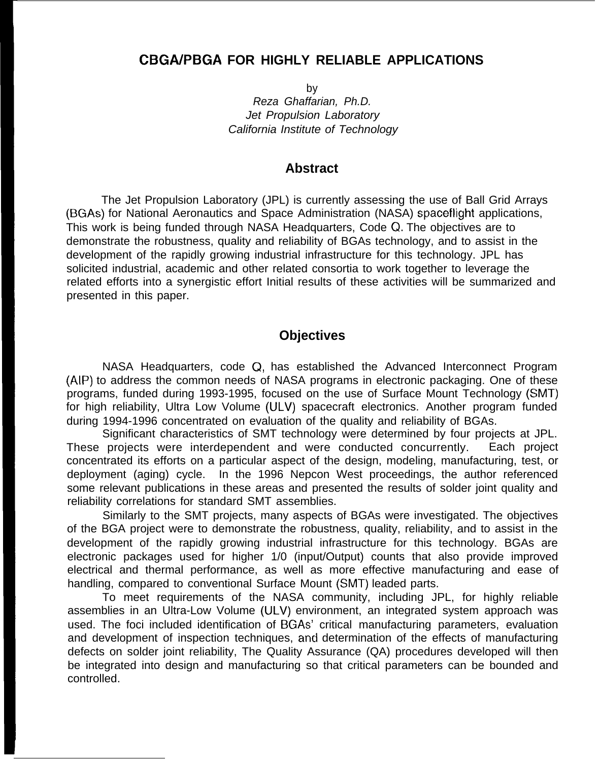# CBGA/PBGA FOR HIGHLY RELIABLE APPLICATIONS

by

*Reza Ghaffarian, Ph.D.*
*Jet Propulsion Laboratory*
*California Institute of Technology*

## Abstract

The Jet Propulsion Laboratory (JPL) is currently assessing the use of Ball Grid Arrays (BGAs) for National Aeronautics and Space Administration (NASA) spaceflight applications, This work is being funded through NASA Headquarters, Code Q. The objectives are to demonstrate the robustness, quality and reliability of BGAs technology, and to assist in the development of the rapidly growing industrial infrastructure for this technology. JPL has solicited industrial, academic and other related consortia to work together to leverage the related efforts into a synergistic effort Initial results of these activities will be summarized and presented in this paper.

## Objectives

NASA Headquarters, code Q, has established the Advanced Interconnect Program (AIP) to address the common needs of NASA programs in electronic packaging. One of these programs, funded during 1993-1995, focused on the use of Surface Mount Technology (SMT) for high reliability, Ultra Low Volume (ULV) spacecraft electronics. Another program funded during 1994-1996 concentrated on evaluation of the quality and reliability of BGAs.

Significant characteristics of SMT technology were determined by four projects at JPL. These projects were interdependent and were conducted concurrently. Each project concentrated its efforts on a particular aspect of the design, modeling, manufacturing, test, or deployment (aging) cycle. In the 1996 Nepcon West proceedings, the author referenced some relevant publications in these areas and presented the results of solder joint quality and reliability correlations for standard SMT assemblies.

Similarly to the SMT projects, many aspects of BGAs were investigated. The objectives of the BGA project were to demonstrate the robustness, quality, reliability, and to assist in the development of the rapidly growing industrial infrastructure for this technology. BGAs are electronic packages used for higher 1/0 (input/Output) counts that also provide improved electrical and thermal performance, as well as more effective manufacturing and ease of handling, compared to conventional Surface Mount (SMT) leaded parts.

To meet requirements of the NASA community, including JPL, for highly reliable assemblies in an Ultra-Low Volume (ULV) environment, an integrated system approach was used. The foci included identification of BGAs' critical manufacturing parameters, evaluation and development of inspection techniques, and determination of the effects of manufacturing defects on solder joint reliability, The Quality Assurance (QA) procedures developed will then be integrated into design and manufacturing so that critical parameters can be bounded and controlled.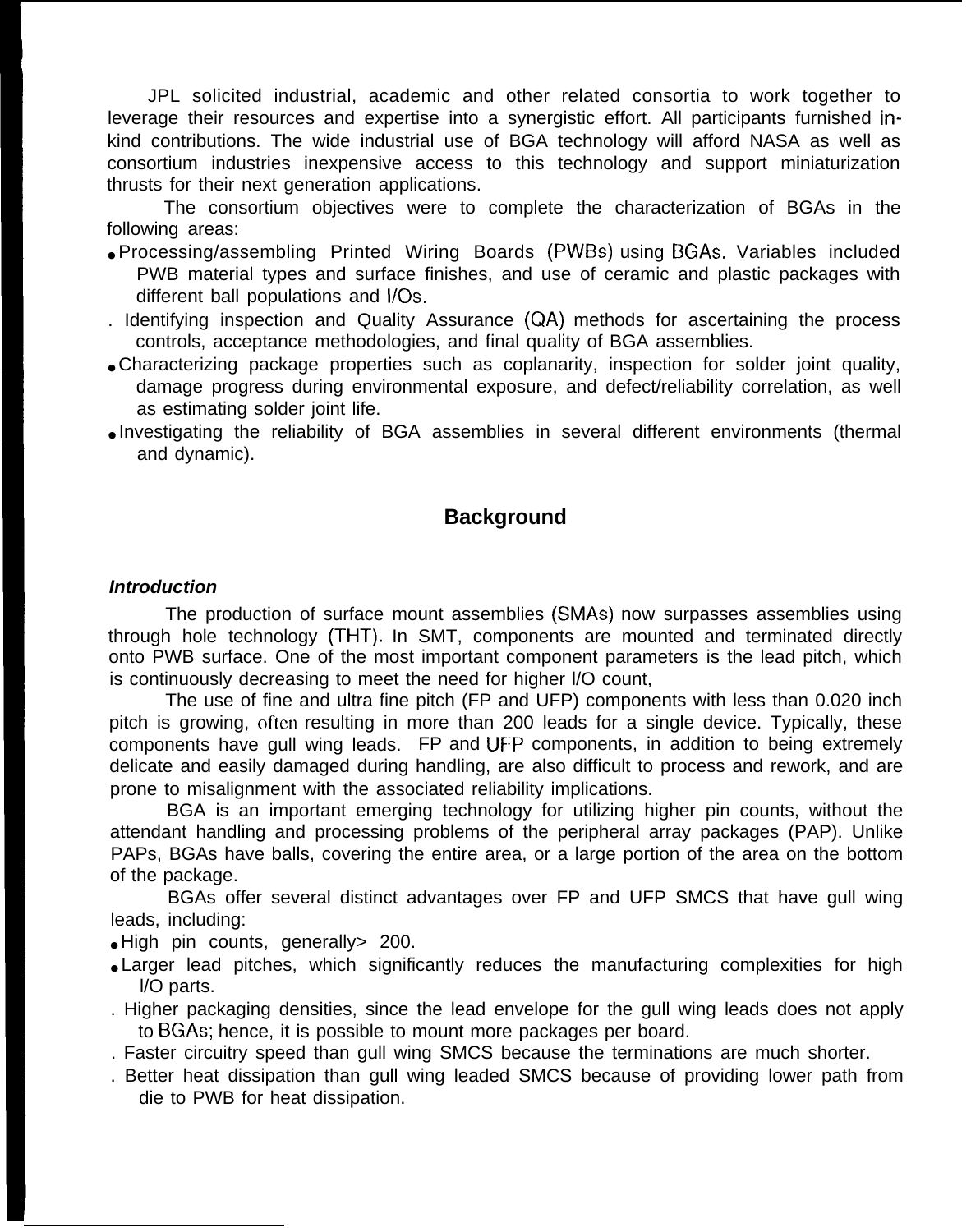JPL solicited industrial, academic and other related consortia to work together to leverage their resources and expertise into a synergistic effort. All participants furnished in-kind contributions. The wide industrial use of BGA technology will afford NASA as well as consortium industries inexpensive access to this technology and support miniaturization thrusts for their next generation applications.

The consortium objectives were to complete the characterization of BGAs in the following areas:

- Processing/assembling Printed Wiring Boards (PWBs) using BGAs. Variables included PWB material types and surface finishes, and use of ceramic and plastic packages with different ball populations and I/Os.
- Identifying inspection and Quality Assurance (QA) methods for ascertaining the process controls, acceptance methodologies, and final quality of BGA assemblies.
- Characterizing package properties such as coplanarity, inspection for solder joint quality, damage progress during environmental exposure, and defect/reliability correlation, as well as estimating solder joint life.
- Investigating the reliability of BGA assemblies in several different environments (thermal and dynamic).

## Background

### *Introduction*

The production of surface mount assemblies (SMAs) now surpasses assemblies using through hole technology (THT). In SMT, components are mounted and terminated directly onto PWB surface. One of the most important component parameters is the lead pitch, which is continuously decreasing to meet the need for higher I/O count,

The use of fine and ultra fine pitch (FP and UFP) components with less than 0.020 inch pitch is growing, often resulting in more than 200 leads for a single device. Typically, these components have gull wing leads. FP and UFP components, in addition to being extremely delicate and easily damaged during handling, are also difficult to process and rework, and are prone to misalignment with the associated reliability implications.

BGA is an important emerging technology for utilizing higher pin counts, without the attendant handling and processing problems of the peripheral array packages (PAP). Unlike PAPs, BGAs have balls, covering the entire area, or a large portion of the area on the bottom of the package.

BGAs offer several distinct advantages over FP and UFP SMCS that have gull wing leads, including:

- High pin counts, generally> 200.
- Larger lead pitches, which significantly reduces the manufacturing complexities for high I/O parts.
- Higher packaging densities, since the lead envelope for the gull wing leads does not apply to BGAs; hence, it is possible to mount more packages per board.
- Faster circuitry speed than gull wing SMCS because the terminations are much shorter.
- Better heat dissipation than gull wing leaded SMCS because of providing lower path from die to PWB for heat dissipation.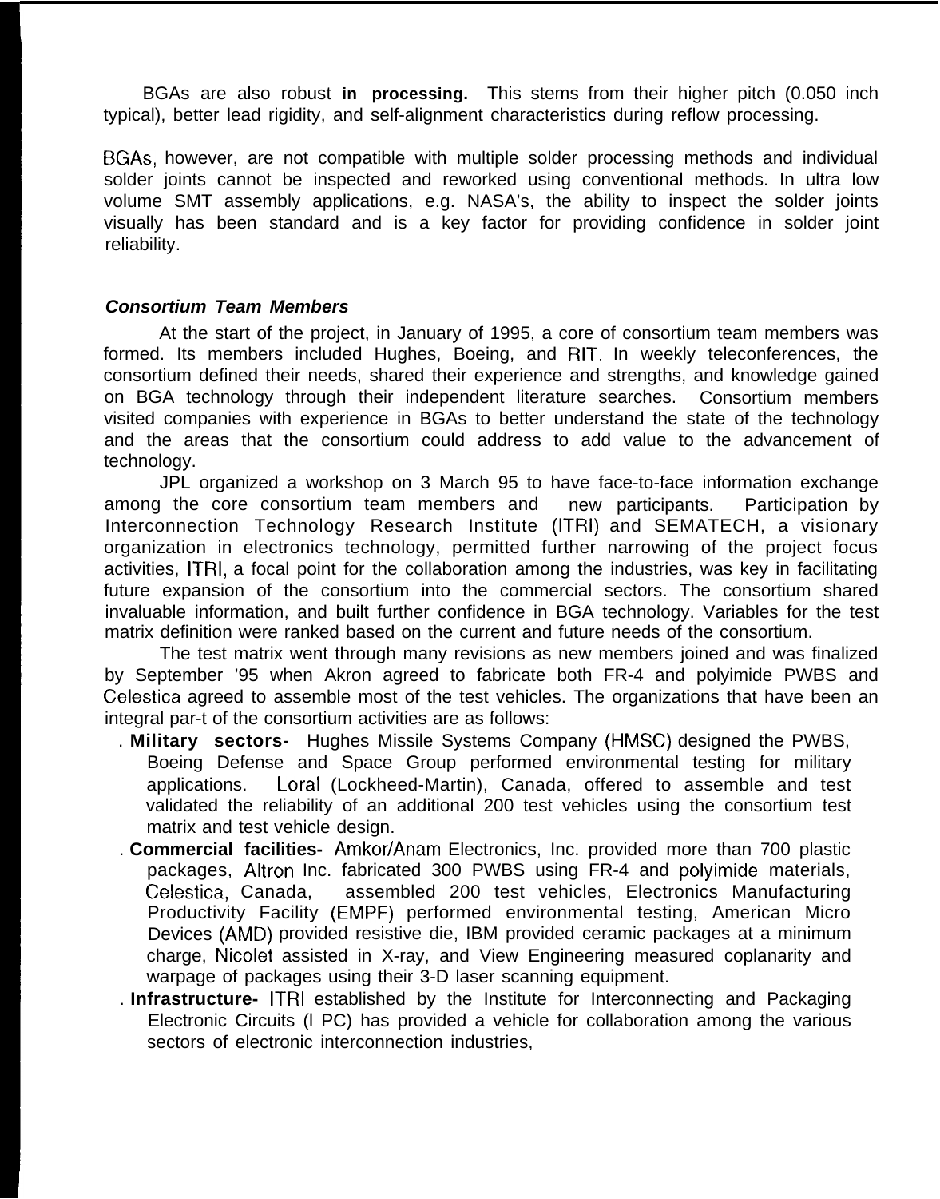BGAs are also robust **in processing.** This stems from their higher pitch (0.050 inch typical), better lead rigidity, and self-alignment characteristics during reflow processing.

BGAs, however, are not compatible with multiple solder processing methods and individual solder joints cannot be inspected and reworked using conventional methods. In ultra low volume SMT assembly applications, e.g. NASA's, the ability to inspect the solder joints visually has been standard and is a key factor for providing confidence in solder joint reliability.

### *Consortium Team Members*

At the start of the project, in January of 1995, a core of consortium team members was formed. Its members included Hughes, Boeing, and RIT. In weekly teleconferences, the consortium defined their needs, shared their experience and strengths, and knowledge gained on BGA technology through their independent literature searches. Consortium members visited companies with experience in BGAs to better understand the state of the technology and the areas that the consortium could address to add value to the advancement of technology.

JPL organized a workshop on 3 March 95 to have face-to-face information exchange among the core consortium team members and new participants. Participation by Interconnection Technology Research Institute (ITRI) and SEMATECH, a visionary organization in electronics technology, permitted further narrowing of the project focus activities, ITRI, a focal point for the collaboration among the industries, was key in facilitating future expansion of the consortium into the commercial sectors. The consortium shared invaluable information, and built further confidence in BGA technology. Variables for the test matrix definition were ranked based on the current and future needs of the consortium.

The test matrix went through many revisions as new members joined and was finalized by September '95 when Akron agreed to fabricate both FR-4 and polyimide PWBS and Celestica agreed to assemble most of the test vehicles. The organizations that have been an integral par-t of the consortium activities are as follows:

- **Military sectors-** Hughes Missile Systems Company (HMSC) designed the PWBS, Boeing Defense and Space Group performed environmental testing for military applications. Loral (Lockheed-Martin), Canada, offered to assemble and test validated the reliability of an additional 200 test vehicles using the consortium test matrix and test vehicle design.
- **Commercial facilities-** Amkor/Anam Electronics, Inc. provided more than 700 plastic packages, Altron Inc. fabricated 300 PWBS using FR-4 and polyimide materials, Celestica, Canada, assembled 200 test vehicles, Electronics Manufacturing Productivity Facility (EMPF) performed environmental testing, American Micro Devices (AMD) provided resistive die, IBM provided ceramic packages at a minimum charge, Nicolet assisted in X-ray, and View Engineering measured coplanarity and warpage of packages using their 3-D laser scanning equipment.
- **Infrastructure-** ITRI established by the Institute for Interconnecting and Packaging Electronic Circuits (I PC) has provided a vehicle for collaboration among the various sectors of electronic interconnection industries,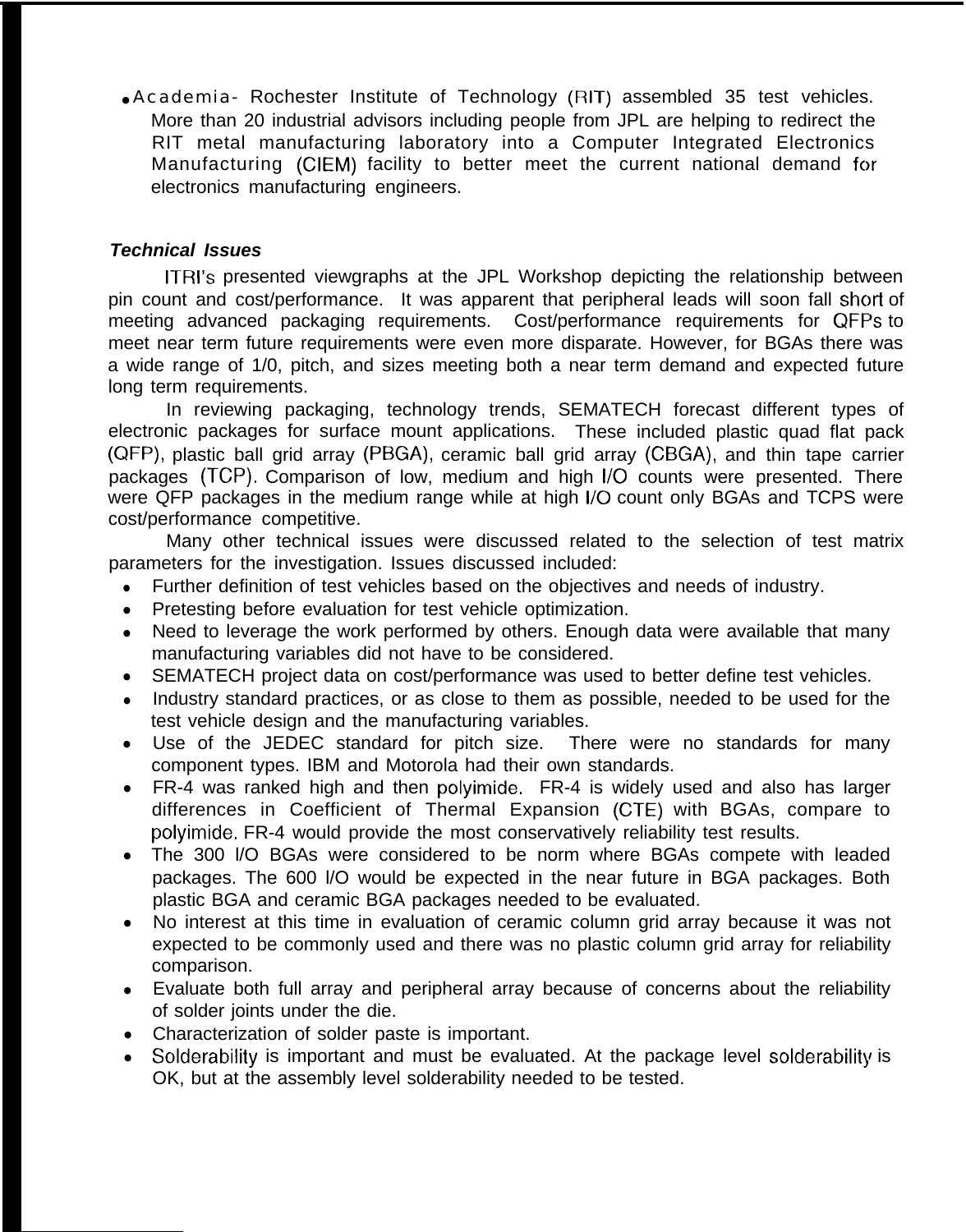- Academia- Rochester Institute of Technology (RIT) assembled 35 test vehicles. More than 20 industrial advisors including people from JPL are helping to redirect the RIT metal manufacturing laboratory into a Computer Integrated Electronics Manufacturing (CIEM) facility to better meet the current national demand for electronics manufacturing engineers.

### *Technical Issues*

ITRI's presented viewgraphs at the JPL Workshop depicting the relationship between pin count and cost/performance. It was apparent that peripheral leads will soon fall short of meeting advanced packaging requirements. Cost/performance requirements for QFPs to meet near term future requirements were even more disparate. However, for BGAs there was a wide range of 1/0, pitch, and sizes meeting both a near term demand and expected future long term requirements.

In reviewing packaging, technology trends, SEMATECH forecast different types of electronic packages for surface mount applications. These included plastic quad flat pack (QFP), plastic ball grid array (PBGA), ceramic ball grid array (CBGA), and thin tape carrier packages (TCP). Comparison of low, medium and high I/O counts were presented. There were QFP packages in the medium range while at high I/O count only BGAs and TCPS were cost/performance competitive.

Many other technical issues were discussed related to the selection of test matrix parameters for the investigation. Issues discussed included:

- Further definition of test vehicles based on the objectives and needs of industry.
- Pretesting before evaluation for test vehicle optimization.
- Need to leverage the work performed by others. Enough data were available that many manufacturing variables did not have to be considered.
- SEMATECH project data on cost/performance was used to better define test vehicles.
- Industry standard practices, or as close to them as possible, needed to be used for the test vehicle design and the manufacturing variables.
- Use of the JEDEC standard for pitch size. There were no standards for many component types. IBM and Motorola had their own standards.
- FR-4 was ranked high and then polyimide. FR-4 is widely used and also has larger differences in Coefficient of Thermal Expansion (CTE) with BGAs, compare to polyimide. FR-4 would provide the most conservatively reliability test results.
- The 300 I/O BGAs were considered to be norm where BGAs compete with leaded packages. The 600 I/O would be expected in the near future in BGA packages. Both plastic BGA and ceramic BGA packages needed to be evaluated.
- No interest at this time in evaluation of ceramic column grid array because it was not expected to be commonly used and there was no plastic column grid array for reliability comparison.
- Evaluate both full array and peripheral array because of concerns about the reliability of solder joints under the die.
- Characterization of solder paste is important.
- Solderability is important and must be evaluated. At the package level solderability is OK, but at the assembly level solderability needed to be tested.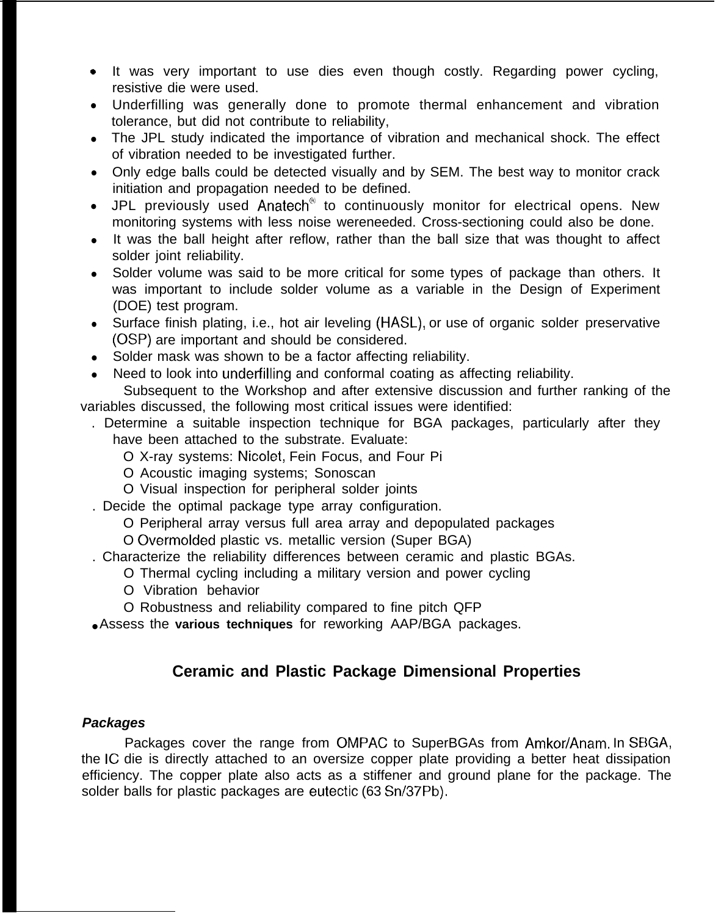- It was very important to use dies even though costly. Regarding power cycling, resistive die were used.
- Underfilling was generally done to promote thermal enhancement and vibration tolerance, but did not contribute to reliability,
- The JPL study indicated the importance of vibration and mechanical shock. The effect of vibration needed to be investigated further.
- Only edge balls could be detected visually and by SEM. The best way to monitor crack initiation and propagation needed to be defined.
- JPL previously used Anatech® to continuously monitor for electrical opens. New monitoring systems with less noise wereneeded. Cross-sectioning could also be done.
- It was the ball height after reflow, rather than the ball size that was thought to affect solder joint reliability.
- Solder volume was said to be more critical for some types of package than others. It was important to include solder volume as a variable in the Design of Experiment (DOE) test program.
- Surface finish plating, i.e., hot air leveling (HASL), or use of organic solder preservative (OSP) are important and should be considered.
- Solder mask was shown to be a factor affecting reliability.
- Need to look into underfilling and conformal coating as affecting reliability.

Subsequent to the Workshop and after extensive discussion and further ranking of the variables discussed, the following most critical issues were identified:

- Determine a suitable inspection technique for BGA packages, particularly after they have been attached to the substrate. Evaluate:
  - X-ray systems: Nicolet, Fein Focus, and Four Pi
  - Acoustic imaging systems; Sonoscan
  - Visual inspection for peripheral solder joints
- Decide the optimal package type array configuration.
  - Peripheral array versus full area array and depopulated packages
  - Overmolded plastic vs. metallic version (Super BGA)
- Characterize the reliability differences between ceramic and plastic BGAs.
  - Thermal cycling including a military version and power cycling
  - Vibration behavior
  - Robustness and reliability compared to fine pitch QFP
- Assess the **various techniques** for reworking AAP/BGA packages.

## Ceramic and Plastic Package Dimensional Properties

### *Packages*

Packages cover the range from OMPAC to SuperBGAs from Amkor/Anam. In SBGA, the IC die is directly attached to an oversize copper plate providing a better heat dissipation efficiency. The copper plate also acts as a stiffener and ground plane for the package. The solder balls for plastic packages are eutectic (63 Sn/37Pb).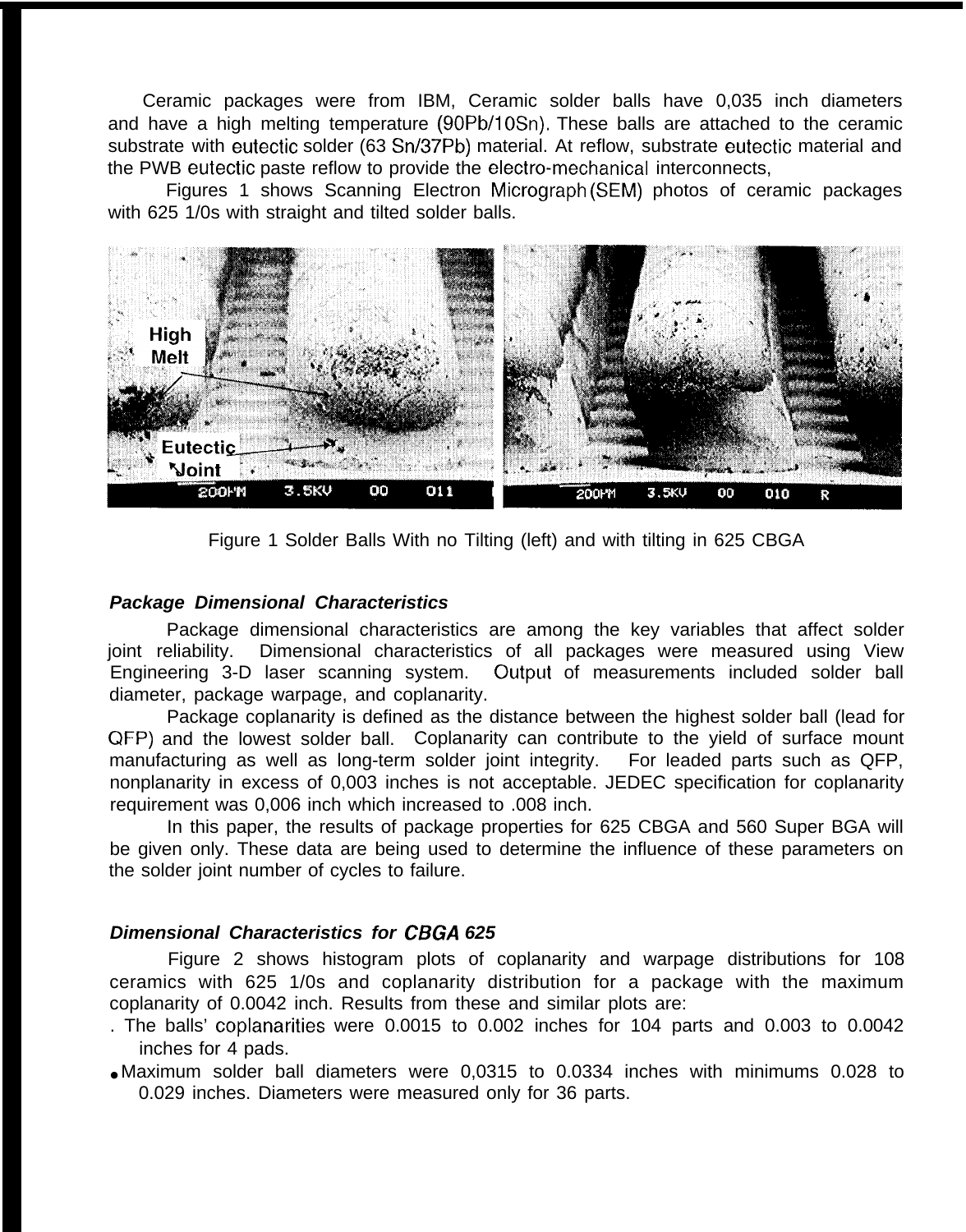Ceramic packages were from IBM, Ceramic solder balls have 0,035 inch diameters and have a high melting temperature (90Pb/10Sn). These balls are attached to the ceramic substrate with eutectic solder (63 Sn/37Pb) material. At reflow, substrate eutectic material and the PWB eutectic paste reflow to provide the electro-mechanical interconnects,

Figures 1 shows Scanning Electron Micrograph (SEM) photos of ceramic packages with 625 1/0s with straight and tilted solder balls.

Figure 1 Solder Balls With no Tilting (left) and with tilting in 625 CBGA

### *Package Dimensional Characteristics*

Package dimensional characteristics are among the key variables that affect solder joint reliability. Dimensional characteristics of all packages were measured using View Engineering 3-D laser scanning system. Output of measurements included solder ball diameter, package warpage, and coplanarity.

Package coplanarity is defined as the distance between the highest solder ball (lead for QFP) and the lowest solder ball. Coplanarity can contribute to the yield of surface mount manufacturing as well as long-term solder joint integrity. For leaded parts such as QFP, nonplanarity in excess of 0,003 inches is not acceptable. JEDEC specification for coplanarity requirement was 0,006 inch which increased to .008 inch.

In this paper, the results of package properties for 625 CBGA and 560 Super BGA will be given only. These data are being used to determine the influence of these parameters on the solder joint number of cycles to failure.

### *Dimensional Characteristics for CBGA 625*

Figure 2 shows histogram plots of coplanarity and warpage distributions for 108 ceramics with 625 1/0s and coplanarity distribution for a package with the maximum coplanarity of 0.0042 inch. Results from these and similar plots are:

- The balls' coplanarities were 0.0015 to 0.002 inches for 104 parts and 0.003 to 0.0042 inches for 4 pads.
- Maximum solder ball diameters were 0,0315 to 0.0334 inches with minimums 0.028 to 0.029 inches. Diameters were measured only for 36 parts.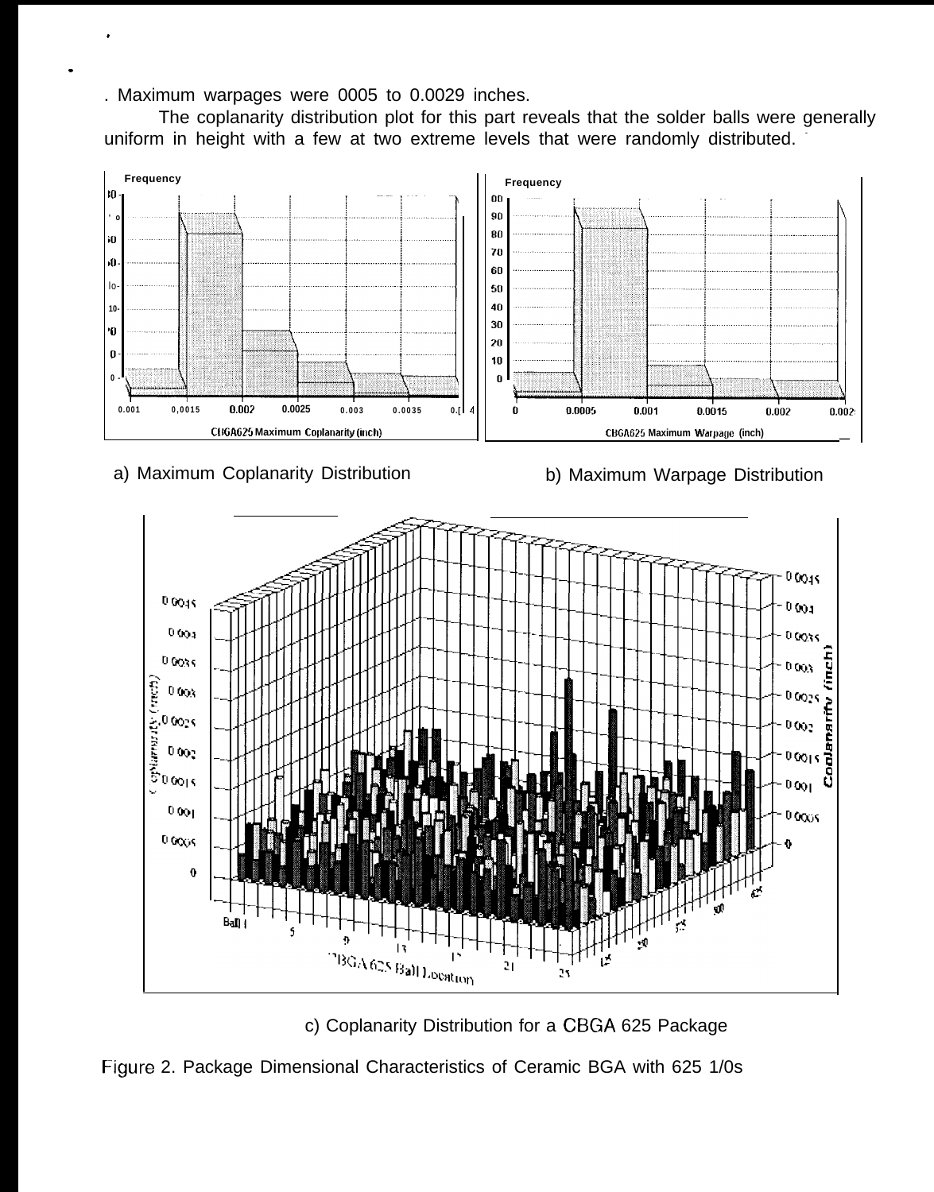. Maximum warpages were 0005 to 0.0029 inches.

The coplanarity distribution plot for this part reveals that the solder balls were generally uniform in height with a few at two extreme levels that were randomly distributed.

a) Maximum Coplanarity Distribution

b) Maximum Warpage Distribution

c) Coplanarity Distribution for a CBGA 625 Package

Figure 2. Package Dimensional Characteristics of Ceramic BGA with 625 1/0s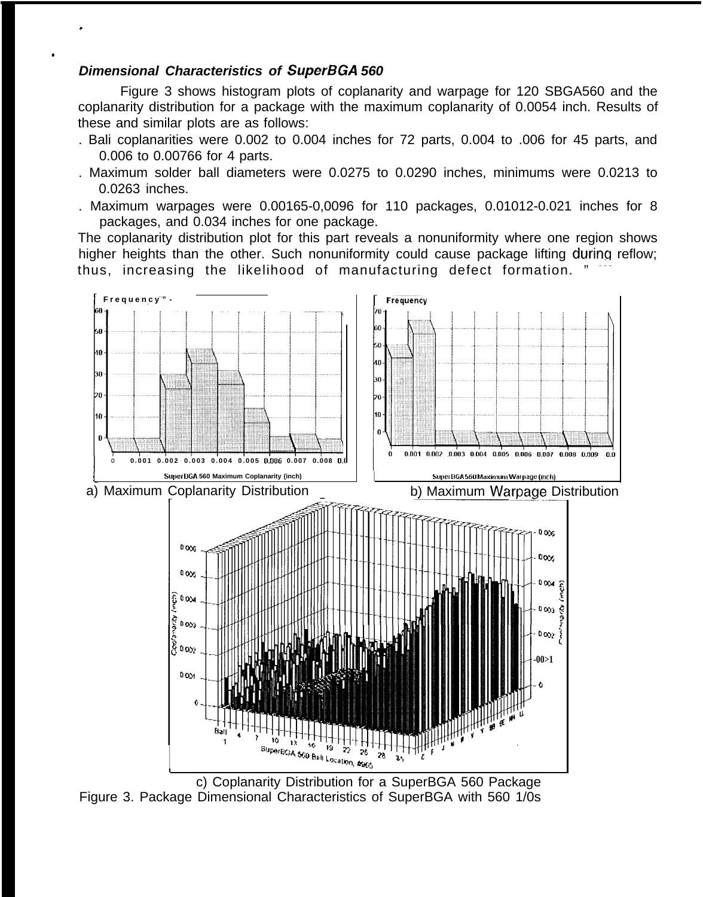***Dimensional Characteristics of SuperBGA 560***

Figure 3 shows histogram plots of coplanarity and warpage for 120 SBGA560 and the coplanarity distribution for a package with the maximum coplanarity of 0.0054 inch. Results of these and similar plots are as follows:

- Bali coplanarities were 0.002 to 0.004 inches for 72 parts, 0.004 to .006 for 45 parts, and 0.006 to 0.00766 for 4 parts.
- Maximum solder ball diameters were 0.0275 to 0.0290 inches, minimums were 0.0213 to 0.0263 inches.
- Maximum warpages were 0.00165-0,0096 for 110 packages, 0.01012-0.021 inches for 8 packages, and 0.034 inches for one package.

The coplanarity distribution plot for this part reveals a nonuniformity where one region shows higher heights than the other. Such nonuniformity could cause package lifting during reflow; thus, increasing the likelihood of manufacturing defect formation.

a) Maximum Coplanarity Distribution

b) Maximum Warpage Distribution

c) Coplanarity Distribution for a SuperBGA 560 Package

Figure 3. Package Dimensional Characteristics of SuperBGA with 560 1/0s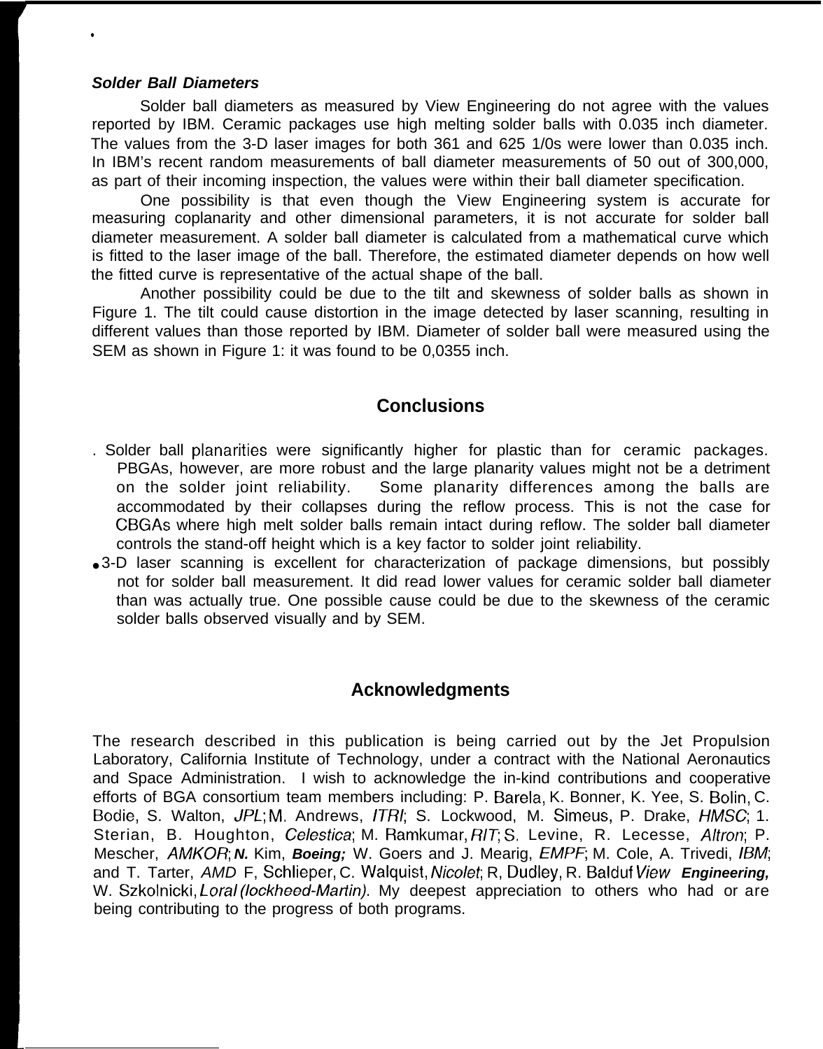### *Solder Ball Diameters*

Solder ball diameters as measured by View Engineering do not agree with the values reported by IBM. Ceramic packages use high melting solder balls with 0.035 inch diameter. The values from the 3-D laser images for both 361 and 625 1/0s were lower than 0.035 inch. In IBM's recent random measurements of ball diameter measurements of 50 out of 300,000, as part of their incoming inspection, the values were within their ball diameter specification.

One possibility is that even though the View Engineering system is accurate for measuring coplanarity and other dimensional parameters, it is not accurate for solder ball diameter measurement. A solder ball diameter is calculated from a mathematical curve which is fitted to the laser image of the ball. Therefore, the estimated diameter depends on how well the fitted curve is representative of the actual shape of the ball.

Another possibility could be due to the tilt and skewness of solder balls as shown in Figure 1. The tilt could cause distortion in the image detected by laser scanning, resulting in different values than those reported by IBM. Diameter of solder ball were measured using the SEM as shown in Figure 1: it was found to be 0,0355 inch.

## Conclusions

- Solder ball planarities were significantly higher for plastic than for ceramic packages. PBGAs, however, are more robust and the large planarity values might not be a detriment on the solder joint reliability. Some planarity differences among the balls are accommodated by their collapses during the reflow process. This is not the case for CBGAs where high melt solder balls remain intact during reflow. The solder ball diameter controls the stand-off height which is a key factor to solder joint reliability.
- 3-D laser scanning is excellent for characterization of package dimensions, but possibly not for solder ball measurement. It did read lower values for ceramic solder ball diameter than was actually true. One possible cause could be due to the skewness of the ceramic solder balls observed visually and by SEM.

## Acknowledgments

The research described in this publication is being carried out by the Jet Propulsion Laboratory, California Institute of Technology, under a contract with the National Aeronautics and Space Administration. I wish to acknowledge the in-kind contributions and cooperative efforts of BGA consortium team members including: P. Barela, K. Bonner, K. Yee, S. Bolin, C. Bodie, S. Walton, *JPL*; M. Andrews, *ITRI*; S. Lockwood, M. Simeus, P. Drake, *HMSC*; 1. Sterian, B. Houghton, *Celestica*; M. Ramkumar, *RIT*; S. Levine, R. Lecesse, *Altron*; P. Mescher, *AMKOR*; **N.** Kim, ***Boeing;*** W. Goers and J. Mearig, *EMPF*; M. Cole, A. Trivedi, *IBM*; and T. Tarter, *AMD* F, Schlieper, C. Walquist, *Nicolet*; R, Dudley, R. Balduf *View* ***Engineering,*** W. Szkolnicki, *Loral (lockheed-Martin)*. My deepest appreciation to others who had or are being contributing to the progress of both programs.